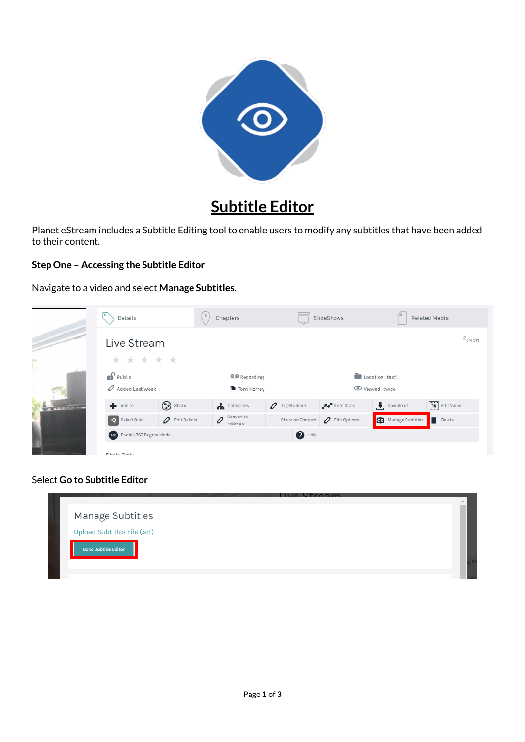# Subtitle Editor

Planet eStream includes a Subtitle Editing tool to enable users to modify any subtitles that have been added to their content.

**Step One – Accessing the Subtitle Editor**

Navigate to a video and select **Manage Subtitles**.

Select **Go to Subtitle Editor**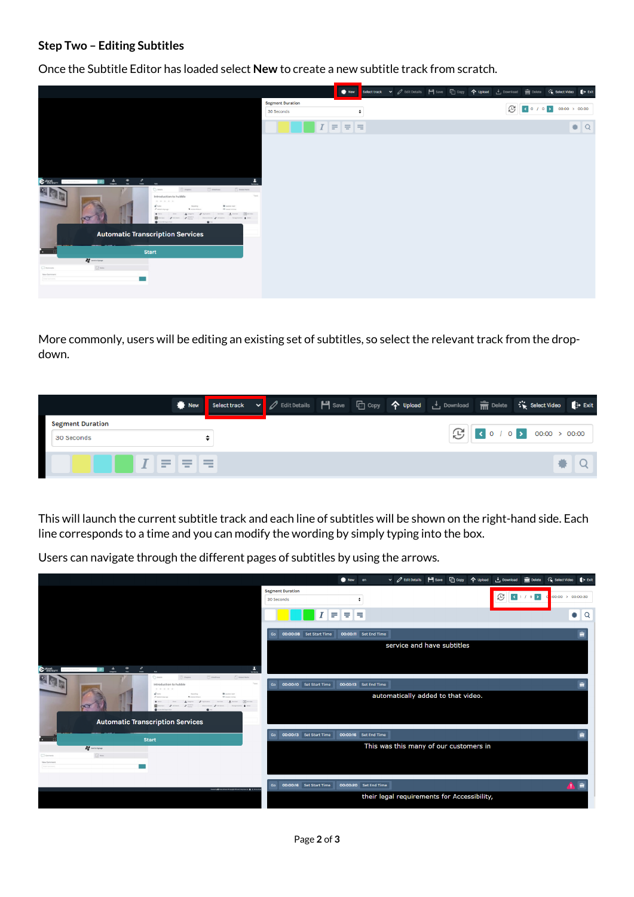### Step Two – Editing Subtitles

Once the Subtitle Editor has loaded select **New** to create a new subtitle track from scratch.

More commonly, users will be editing an existing set of subtitles, so select the relevant track from the drop-down.

This will launch the current subtitle track and each line of subtitles will be shown on the right-hand side. Each line corresponds to a time and you can modify the wording by simply typing into the box.

Users can navigate through the different pages of subtitles by using the arrows.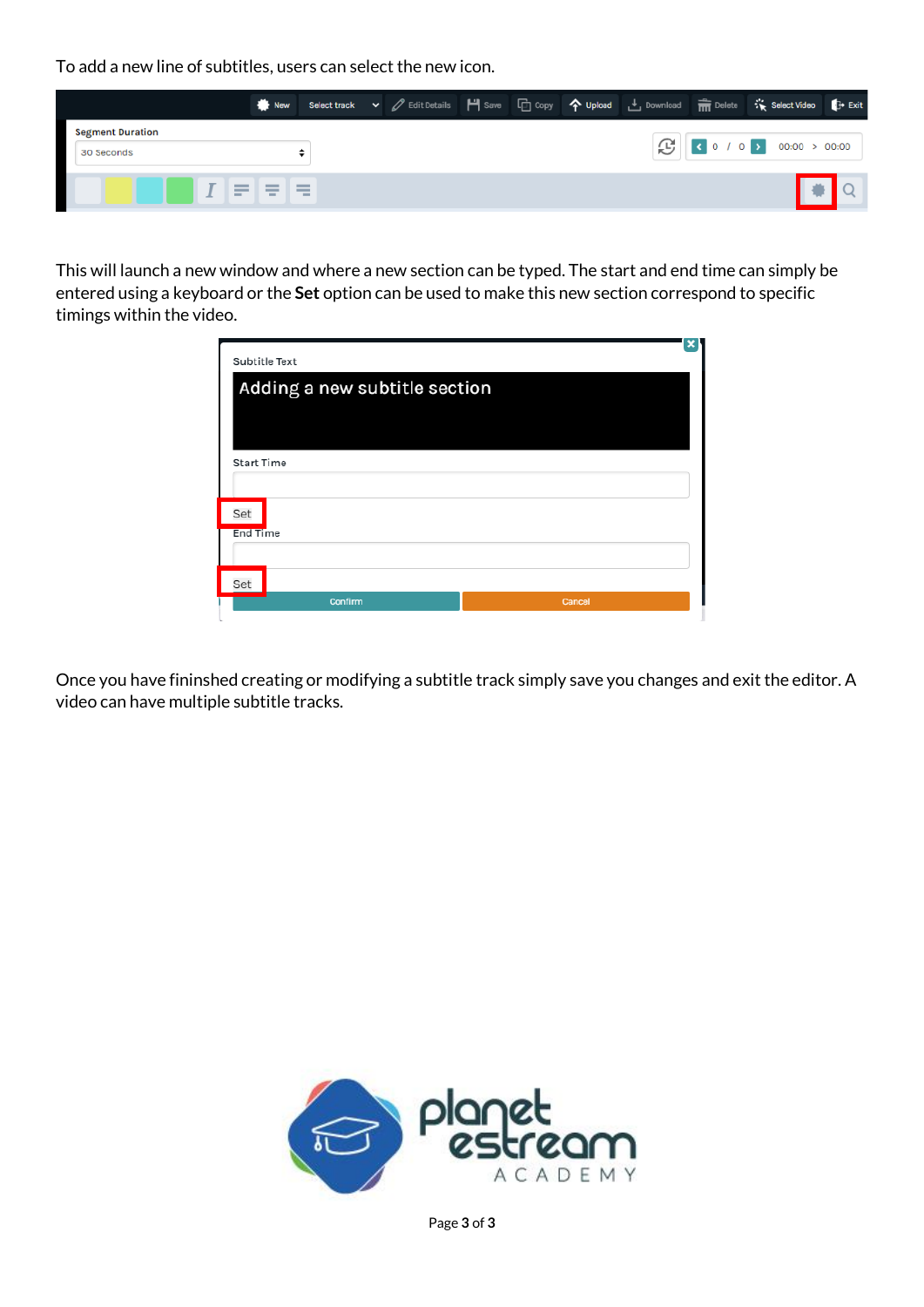To add a new line of subtitles, users can select the new icon.

This will launch a new window and where a new section can be typed. The start and end time can simply be entered using a keyboard or the **Set** option can be used to make this new section correspond to specific timings within the video.

Once you have fininshed creating or modifying a subtitle track simply save you changes and exit the editor. A video can have multiple subtitle tracks.